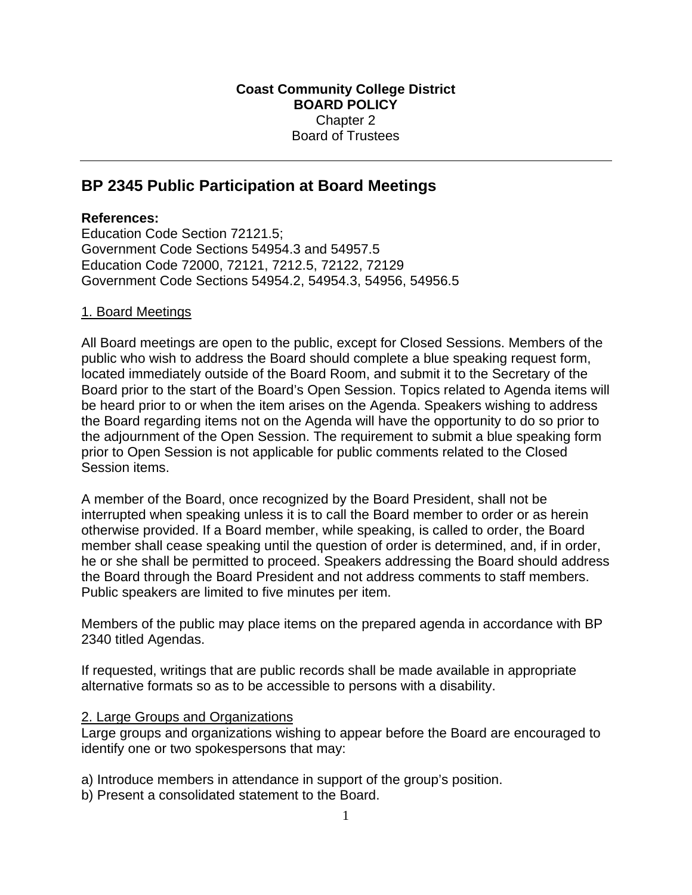**Coast Community College District**
**BOARD POLICY**
Chapter 2
Board of Trustees

---

# BP 2345 Public Participation at Board Meetings

**References:**
Education Code Section 72121.5;
Government Code Sections 54954.3 and 54957.5
Education Code 72000, 72121, 7212.5, 72122, 72129
Government Code Sections 54954.2, 54954.3, 54956, 54956.5

1. Board Meetings

All Board meetings are open to the public, except for Closed Sessions. Members of the public who wish to address the Board should complete a blue speaking request form, located immediately outside of the Board Room, and submit it to the Secretary of the Board prior to the start of the Board's Open Session. Topics related to Agenda items will be heard prior to or when the item arises on the Agenda. Speakers wishing to address the Board regarding items not on the Agenda will have the opportunity to do so prior to the adjournment of the Open Session. The requirement to submit a blue speaking form prior to Open Session is not applicable for public comments related to the Closed Session items.

A member of the Board, once recognized by the Board President, shall not be interrupted when speaking unless it is to call the Board member to order or as herein otherwise provided. If a Board member, while speaking, is called to order, the Board member shall cease speaking until the question of order is determined, and, if in order, he or she shall be permitted to proceed. Speakers addressing the Board should address the Board through the Board President and not address comments to staff members. Public speakers are limited to five minutes per item.

Members of the public may place items on the prepared agenda in accordance with BP 2340 titled Agendas.

If requested, writings that are public records shall be made available in appropriate alternative formats so as to be accessible to persons with a disability.

2. Large Groups and Organizations

Large groups and organizations wishing to appear before the Board are encouraged to identify one or two spokespersons that may:

a) Introduce members in attendance in support of the group's position.
b) Present a consolidated statement to the Board.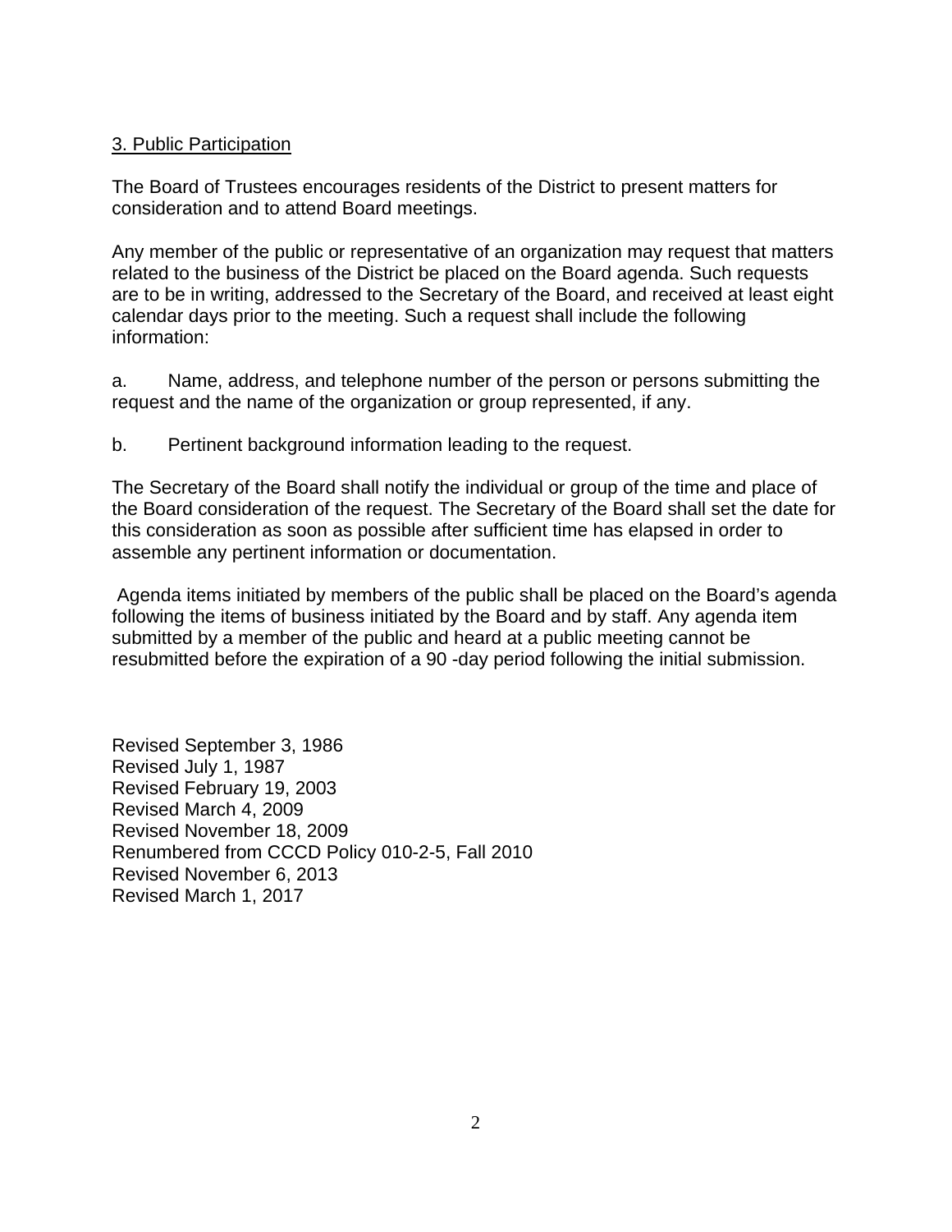## 3. Public Participation

The Board of Trustees encourages residents of the District to present matters for consideration and to attend Board meetings.

Any member of the public or representative of an organization may request that matters related to the business of the District be placed on the Board agenda. Such requests are to be in writing, addressed to the Secretary of the Board, and received at least eight calendar days prior to the meeting. Such a request shall include the following information:

a. Name, address, and telephone number of the person or persons submitting the request and the name of the organization or group represented, if any.

b. Pertinent background information leading to the request.

The Secretary of the Board shall notify the individual or group of the time and place of the Board consideration of the request. The Secretary of the Board shall set the date for this consideration as soon as possible after sufficient time has elapsed in order to assemble any pertinent information or documentation.

Agenda items initiated by members of the public shall be placed on the Board's agenda following the items of business initiated by the Board and by staff. Any agenda item submitted by a member of the public and heard at a public meeting cannot be resubmitted before the expiration of a 90 -day period following the initial submission.

Revised September 3, 1986
Revised July 1, 1987
Revised February 19, 2003
Revised March 4, 2009
Revised November 18, 2009
Renumbered from CCCD Policy 010-2-5, Fall 2010
Revised November 6, 2013
Revised March 1, 2017